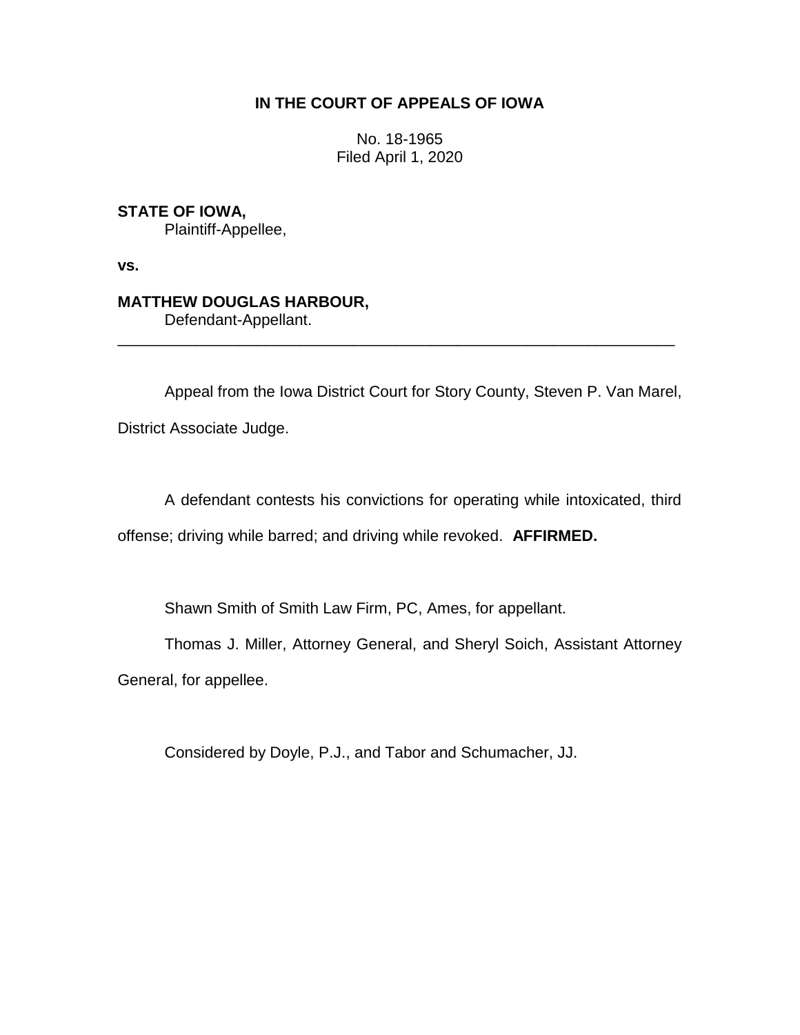**IN THE COURT OF APPEALS OF IOWA**

No. 18-1965
Filed April 1, 2020

**STATE OF IOWA,**
Plaintiff-Appellee,

**vs.**

**MATTHEW DOUGLAS HARBOUR,**
Defendant-Appellant.

---

Appeal from the Iowa District Court for Story County, Steven P. Van Marel, District Associate Judge.

A defendant contests his convictions for operating while intoxicated, third offense; driving while barred; and driving while revoked. **AFFIRMED.**

Shawn Smith of Smith Law Firm, PC, Ames, for appellant.

Thomas J. Miller, Attorney General, and Sheryl Soich, Assistant Attorney General, for appellee.

Considered by Doyle, P.J., and Tabor and Schumacher, JJ.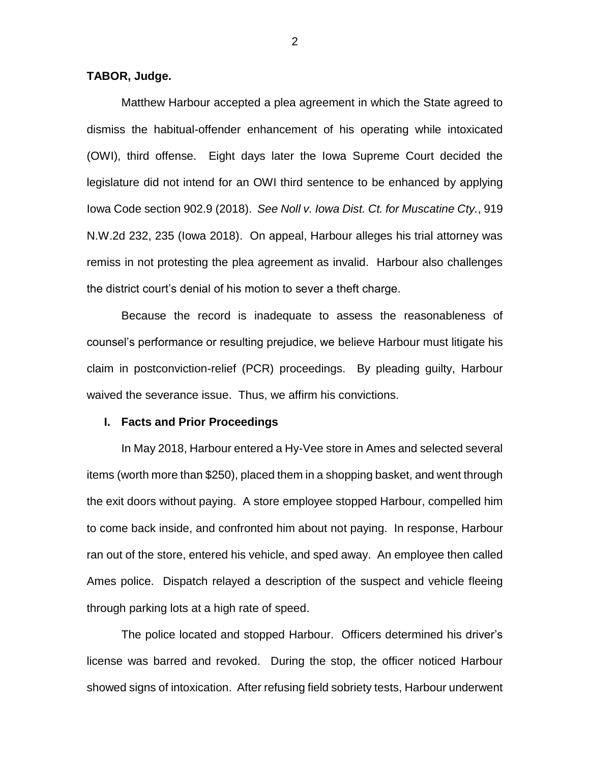**TABOR, Judge.**

Matthew Harbour accepted a plea agreement in which the State agreed to dismiss the habitual-offender enhancement of his operating while intoxicated (OWI), third offense. Eight days later the Iowa Supreme Court decided the legislature did not intend for an OWI third sentence to be enhanced by applying Iowa Code section 902.9 (2018). *See Noll v. Iowa Dist. Ct. for Muscatine Cty.*, 919 N.W.2d 232, 235 (Iowa 2018). On appeal, Harbour alleges his trial attorney was remiss in not protesting the plea agreement as invalid. Harbour also challenges the district court's denial of his motion to sever a theft charge.

Because the record is inadequate to assess the reasonableness of counsel's performance or resulting prejudice, we believe Harbour must litigate his claim in postconviction-relief (PCR) proceedings. By pleading guilty, Harbour waived the severance issue. Thus, we affirm his convictions.

## I. Facts and Prior Proceedings

In May 2018, Harbour entered a Hy-Vee store in Ames and selected several items (worth more than $250), placed them in a shopping basket, and went through the exit doors without paying. A store employee stopped Harbour, compelled him to come back inside, and confronted him about not paying. In response, Harbour ran out of the store, entered his vehicle, and sped away. An employee then called Ames police. Dispatch relayed a description of the suspect and vehicle fleeing through parking lots at a high rate of speed.

The police located and stopped Harbour. Officers determined his driver's license was barred and revoked. During the stop, the officer noticed Harbour showed signs of intoxication. After refusing field sobriety tests, Harbour underwent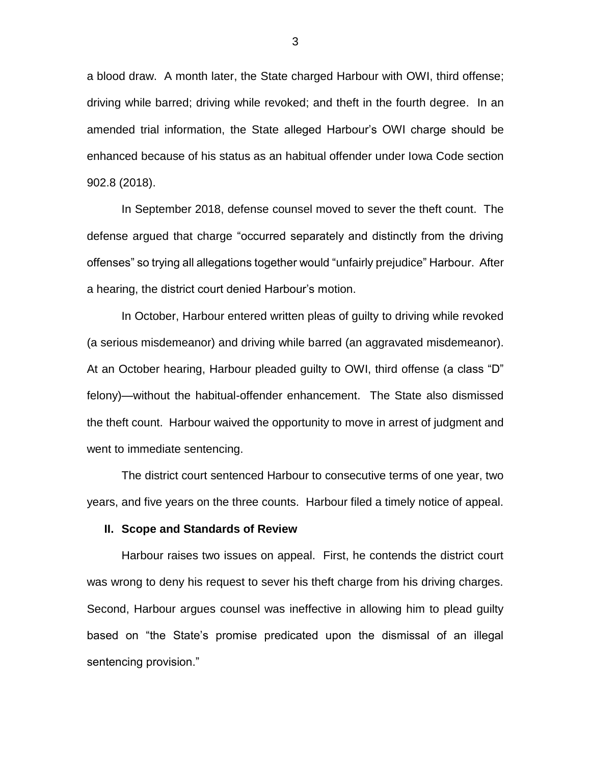a blood draw. A month later, the State charged Harbour with OWI, third offense; driving while barred; driving while revoked; and theft in the fourth degree. In an amended trial information, the State alleged Harbour's OWI charge should be enhanced because of his status as an habitual offender under Iowa Code section 902.8 (2018).

In September 2018, defense counsel moved to sever the theft count. The defense argued that charge "occurred separately and distinctly from the driving offenses" so trying all allegations together would "unfairly prejudice" Harbour. After a hearing, the district court denied Harbour's motion.

In October, Harbour entered written pleas of guilty to driving while revoked (a serious misdemeanor) and driving while barred (an aggravated misdemeanor). At an October hearing, Harbour pleaded guilty to OWI, third offense (a class "D" felony)—without the habitual-offender enhancement. The State also dismissed the theft count. Harbour waived the opportunity to move in arrest of judgment and went to immediate sentencing.

The district court sentenced Harbour to consecutive terms of one year, two years, and five years on the three counts. Harbour filed a timely notice of appeal.

## II. Scope and Standards of Review

Harbour raises two issues on appeal. First, he contends the district court was wrong to deny his request to sever his theft charge from his driving charges. Second, Harbour argues counsel was ineffective in allowing him to plead guilty based on "the State's promise predicated upon the dismissal of an illegal sentencing provision."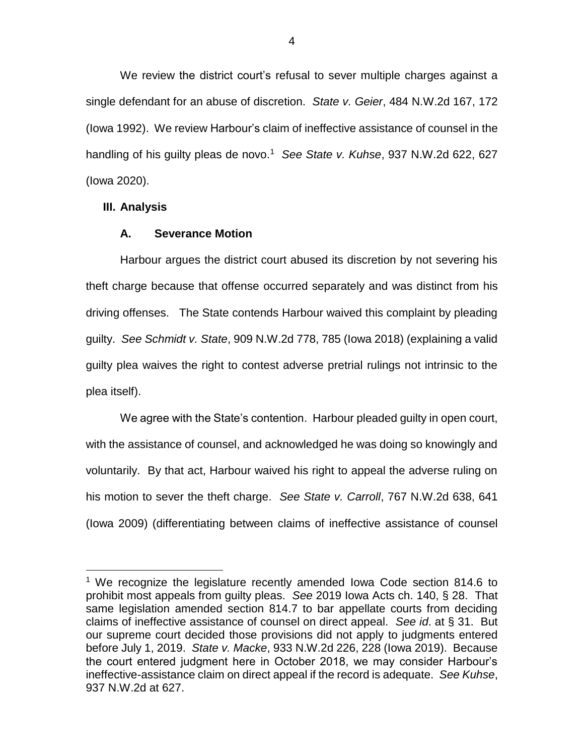We review the district court's refusal to sever multiple charges against a single defendant for an abuse of discretion. *State v. Geier*, 484 N.W.2d 167, 172 (Iowa 1992). We review Harbour's claim of ineffective assistance of counsel in the handling of his guilty pleas de novo.[1] *See State v. Kuhse*, 937 N.W.2d 622, 627 (Iowa 2020).

## III. Analysis

### A. Severance Motion

Harbour argues the district court abused its discretion by not severing his theft charge because that offense occurred separately and was distinct from his driving offenses. The State contends Harbour waived this complaint by pleading guilty. *See Schmidt v. State*, 909 N.W.2d 778, 785 (Iowa 2018) (explaining a valid guilty plea waives the right to contest adverse pretrial rulings not intrinsic to the plea itself).

We agree with the State's contention. Harbour pleaded guilty in open court, with the assistance of counsel, and acknowledged he was doing so knowingly and voluntarily. By that act, Harbour waived his right to appeal the adverse ruling on his motion to sever the theft charge. *See State v. Carroll*, 767 N.W.2d 638, 641 (Iowa 2009) (differentiating between claims of ineffective assistance of counsel

---

[1] We recognize the legislature recently amended Iowa Code section 814.6 to prohibit most appeals from guilty pleas. *See* 2019 Iowa Acts ch. 140, § 28. That same legislation amended section 814.7 to bar appellate courts from deciding claims of ineffective assistance of counsel on direct appeal. *See id*. at § 31. But our supreme court decided those provisions did not apply to judgments entered before July 1, 2019. *State v. Macke*, 933 N.W.2d 226, 228 (Iowa 2019). Because the court entered judgment here in October 2018, we may consider Harbour's ineffective-assistance claim on direct appeal if the record is adequate. *See Kuhse*, 937 N.W.2d at 627.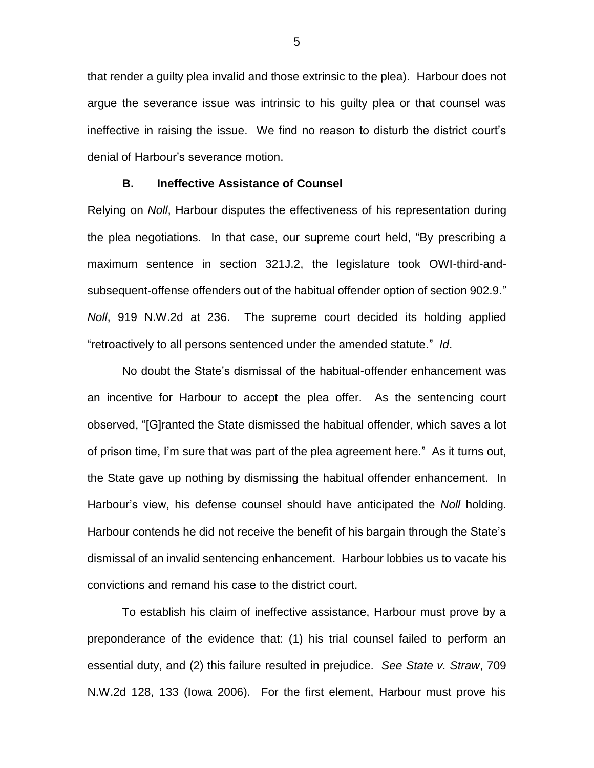that render a guilty plea invalid and those extrinsic to the plea). Harbour does not argue the severance issue was intrinsic to his guilty plea or that counsel was ineffective in raising the issue. We find no reason to disturb the district court's denial of Harbour's severance motion.

**B. Ineffective Assistance of Counsel**

Relying on *Noll*, Harbour disputes the effectiveness of his representation during the plea negotiations. In that case, our supreme court held, "By prescribing a maximum sentence in section 321J.2, the legislature took OWI-third-and-subsequent-offense offenders out of the habitual offender option of section 902.9." *Noll*, 919 N.W.2d at 236. The supreme court decided its holding applied "retroactively to all persons sentenced under the amended statute." *Id*.

No doubt the State's dismissal of the habitual-offender enhancement was an incentive for Harbour to accept the plea offer. As the sentencing court observed, "[G]ranted the State dismissed the habitual offender, which saves a lot of prison time, I'm sure that was part of the plea agreement here." As it turns out, the State gave up nothing by dismissing the habitual offender enhancement. In Harbour's view, his defense counsel should have anticipated the *Noll* holding. Harbour contends he did not receive the benefit of his bargain through the State's dismissal of an invalid sentencing enhancement. Harbour lobbies us to vacate his convictions and remand his case to the district court.

To establish his claim of ineffective assistance, Harbour must prove by a preponderance of the evidence that: (1) his trial counsel failed to perform an essential duty, and (2) this failure resulted in prejudice. *See State v. Straw*, 709 N.W.2d 128, 133 (Iowa 2006). For the first element, Harbour must prove his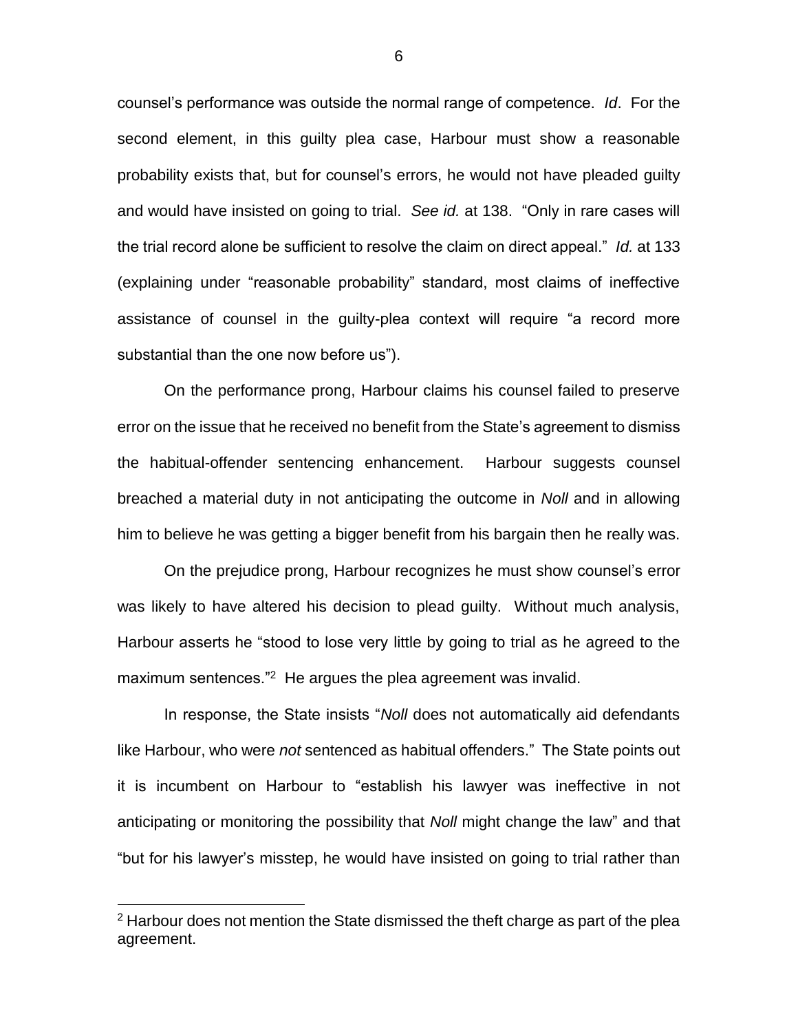counsel's performance was outside the normal range of competence. *Id*. For the second element, in this guilty plea case, Harbour must show a reasonable probability exists that, but for counsel's errors, he would not have pleaded guilty and would have insisted on going to trial. *See id.* at 138. "Only in rare cases will the trial record alone be sufficient to resolve the claim on direct appeal." *Id.* at 133 (explaining under "reasonable probability" standard, most claims of ineffective assistance of counsel in the guilty-plea context will require "a record more substantial than the one now before us").

On the performance prong, Harbour claims his counsel failed to preserve error on the issue that he received no benefit from the State's agreement to dismiss the habitual-offender sentencing enhancement. Harbour suggests counsel breached a material duty in not anticipating the outcome in *Noll* and in allowing him to believe he was getting a bigger benefit from his bargain then he really was.

On the prejudice prong, Harbour recognizes he must show counsel's error was likely to have altered his decision to plead guilty. Without much analysis, Harbour asserts he "stood to lose very little by going to trial as he agreed to the maximum sentences."[2] He argues the plea agreement was invalid.

In response, the State insists "*Noll* does not automatically aid defendants like Harbour, who were *not* sentenced as habitual offenders." The State points out it is incumbent on Harbour to "establish his lawyer was ineffective in not anticipating or monitoring the possibility that *Noll* might change the law" and that "but for his lawyer's misstep, he would have insisted on going to trial rather than

[2] Harbour does not mention the State dismissed the theft charge as part of the plea agreement.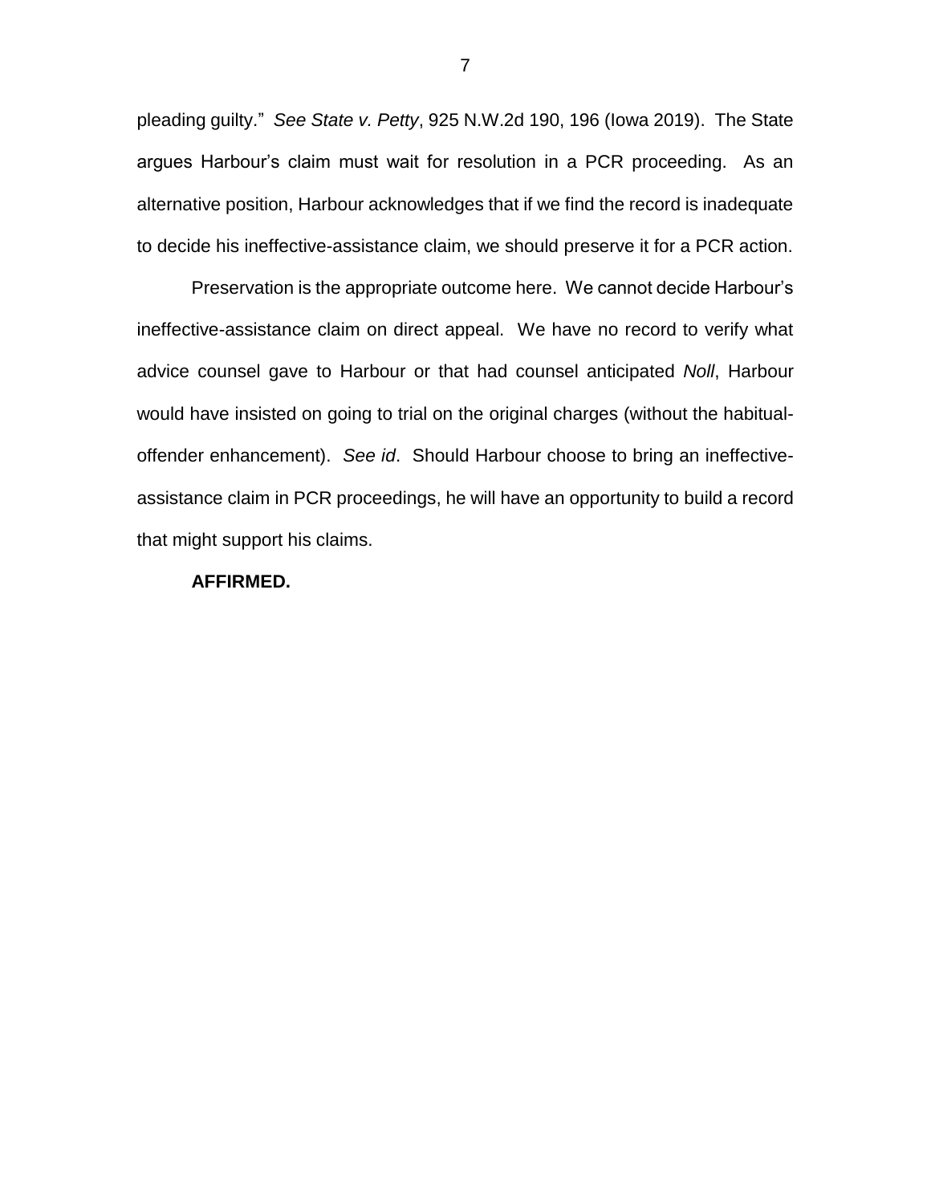pleading guilty." *See State v. Petty*, 925 N.W.2d 190, 196 (Iowa 2019). The State argues Harbour's claim must wait for resolution in a PCR proceeding. As an alternative position, Harbour acknowledges that if we find the record is inadequate to decide his ineffective-assistance claim, we should preserve it for a PCR action.

Preservation is the appropriate outcome here. We cannot decide Harbour's ineffective-assistance claim on direct appeal. We have no record to verify what advice counsel gave to Harbour or that had counsel anticipated *Noll*, Harbour would have insisted on going to trial on the original charges (without the habitual-offender enhancement). *See id*. Should Harbour choose to bring an ineffective-assistance claim in PCR proceedings, he will have an opportunity to build a record that might support his claims.

**AFFIRMED.**